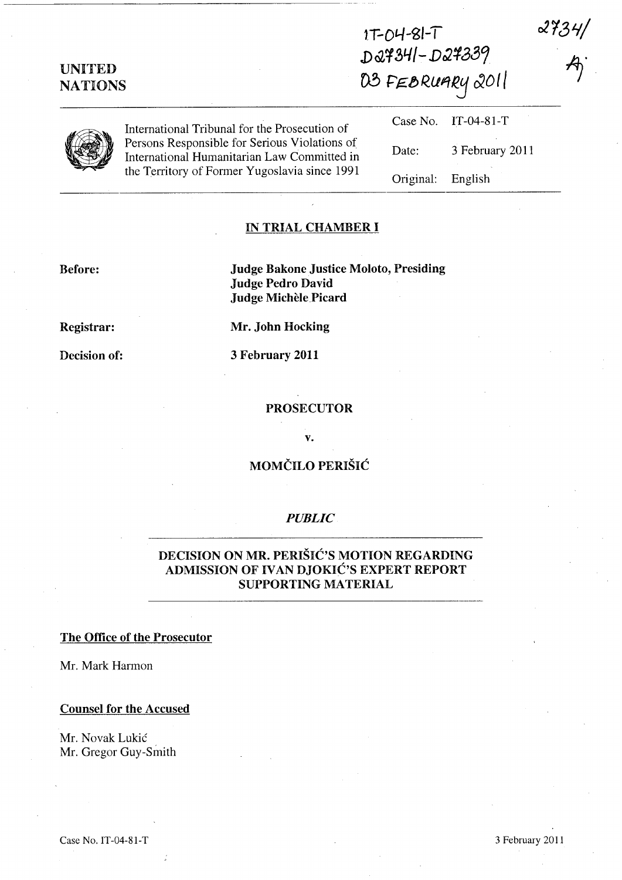IT-04-81-T
D27341-D27339
03 FEBRUARY 2011

27341

**UNITED NATIONS**

International Tribunal for the Prosecution of Persons Responsible for Serious Violations of International Humanitarian Law Committed in the Territory of Former Yugoslavia since 1991

| | |
|---|---|
| Case No. | IT-04-81-T |
| Date: | 3 February 2011 |
| Original: | English |

## IN TRIAL CHAMBER I

**Before:** **Judge Bakone Justice Moloto, Presiding**
**Judge Pedro David**
**Judge Michèle Picard**

**Registrar:** **Mr. John Hocking**

**Decision of:** **3 February 2011**

**PROSECUTOR**

**v.**

**MOMČILO PERIŠIĆ**

***PUBLIC***

## DECISION ON MR. PERIŠIĆ'S MOTION REGARDING ADMISSION OF IVAN DJOKIĆ'S EXPERT REPORT SUPPORTING MATERIAL

**The Office of the Prosecutor**

Mr. Mark Harmon

**Counsel for the Accused**

Mr. Novak Lukić
Mr. Gregor Guy-Smith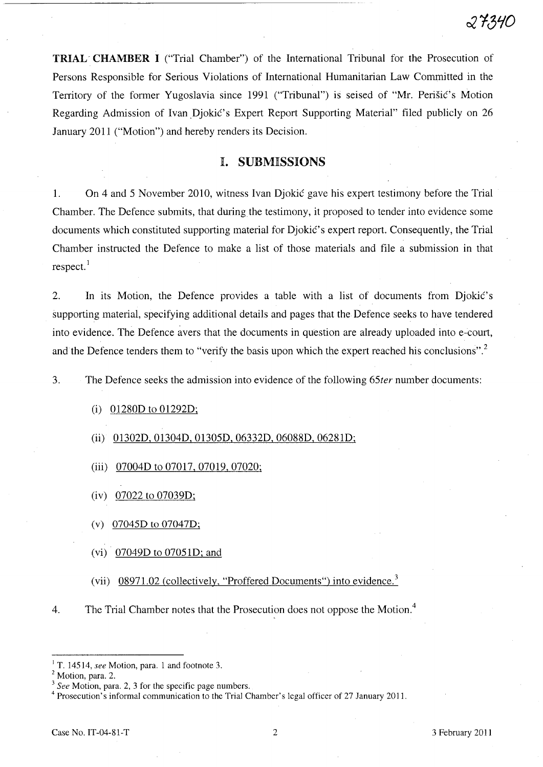**TRIAL CHAMBER I** ("Trial Chamber") of the International Tribunal for the Prosecution of Persons Responsible for Serious Violations of International Humanitarian Law Committed in the Territory of the former Yugoslavia since 1991 ("Tribunal") is seised of "Mr. Perišić's Motion Regarding Admission of Ivan Djokić's Expert Report Supporting Material" filed publicly on 26 January 2011 ("Motion") and hereby renders its Decision.

# I. SUBMISSIONS

1. On 4 and 5 November 2010, witness Ivan Djokić gave his expert testimony before the Trial Chamber. The Defence submits, that during the testimony, it proposed to tender into evidence some documents which constituted supporting material for Djokić's expert report. Consequently, the Trial Chamber instructed the Defence to make a list of those materials and file a submission in that respect.[1]

2. In its Motion, the Defence provides a table with a list of documents from Djokić's supporting material, specifying additional details and pages that the Defence seeks to have tendered into evidence. The Defence avers that the documents in question are already uploaded into e-court, and the Defence tenders them to "verify the basis upon which the expert reached his conclusions".[2]

3. The Defence seeks the admission into evidence of the following *65ter* number documents:

   (i) 01280D to 01292D;

   (ii) 01302D, 01304D, 01305D, 06332D, 06088D, 06281D;

   (iii) 07004D to 07017, 07019, 07020;

   (iv) 07022 to 07039D;

   (v) 07045D to 07047D;

   (vi) 07049D to 07051D; and

   (vii) 08971.02 (collectively, "Proffered Documents") into evidence.[3]

4. The Trial Chamber notes that the Prosecution does not oppose the Motion.[4]

---

[1] T. 14514, *see* Motion, para. 1 and footnote 3.

[2] Motion, para. 2.

[3] *See* Motion, para. 2, 3 for the specific page numbers.

[4] Prosecution's informal communication to the Trial Chamber's legal officer of 27 January 2011.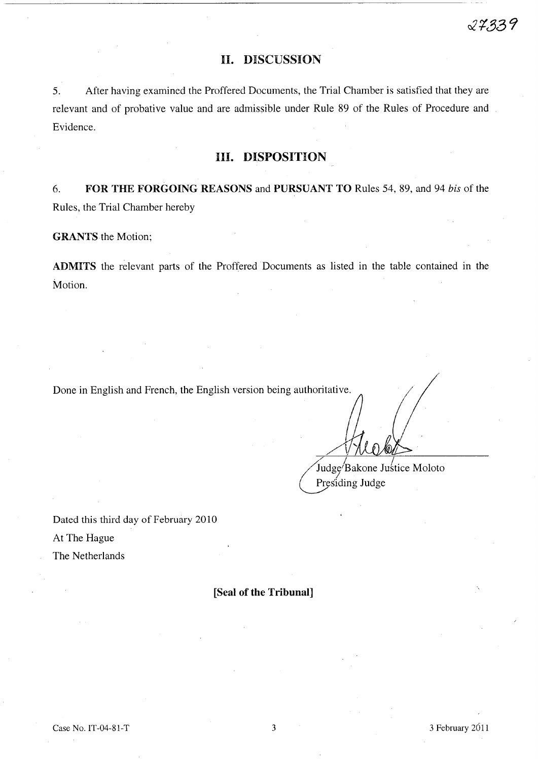## II. DISCUSSION

5. After having examined the Proffered Documents, the Trial Chamber is satisfied that they are relevant and of probative value and are admissible under Rule 89 of the Rules of Procedure and Evidence.

## III. DISPOSITION

6. **FOR THE FORGOING REASONS** and **PURSUANT TO** Rules 54, 89, and 94 *bis* of the Rules, the Trial Chamber hereby

**GRANTS** the Motion;

**ADMITS** the relevant parts of the Proffered Documents as listed in the table contained in the Motion.

Done in English and French, the English version being authoritative.

Judge Bakone Justice Moloto
Presiding Judge

Dated this third day of February 2010
At The Hague
The Netherlands

**[Seal of the Tribunal]**